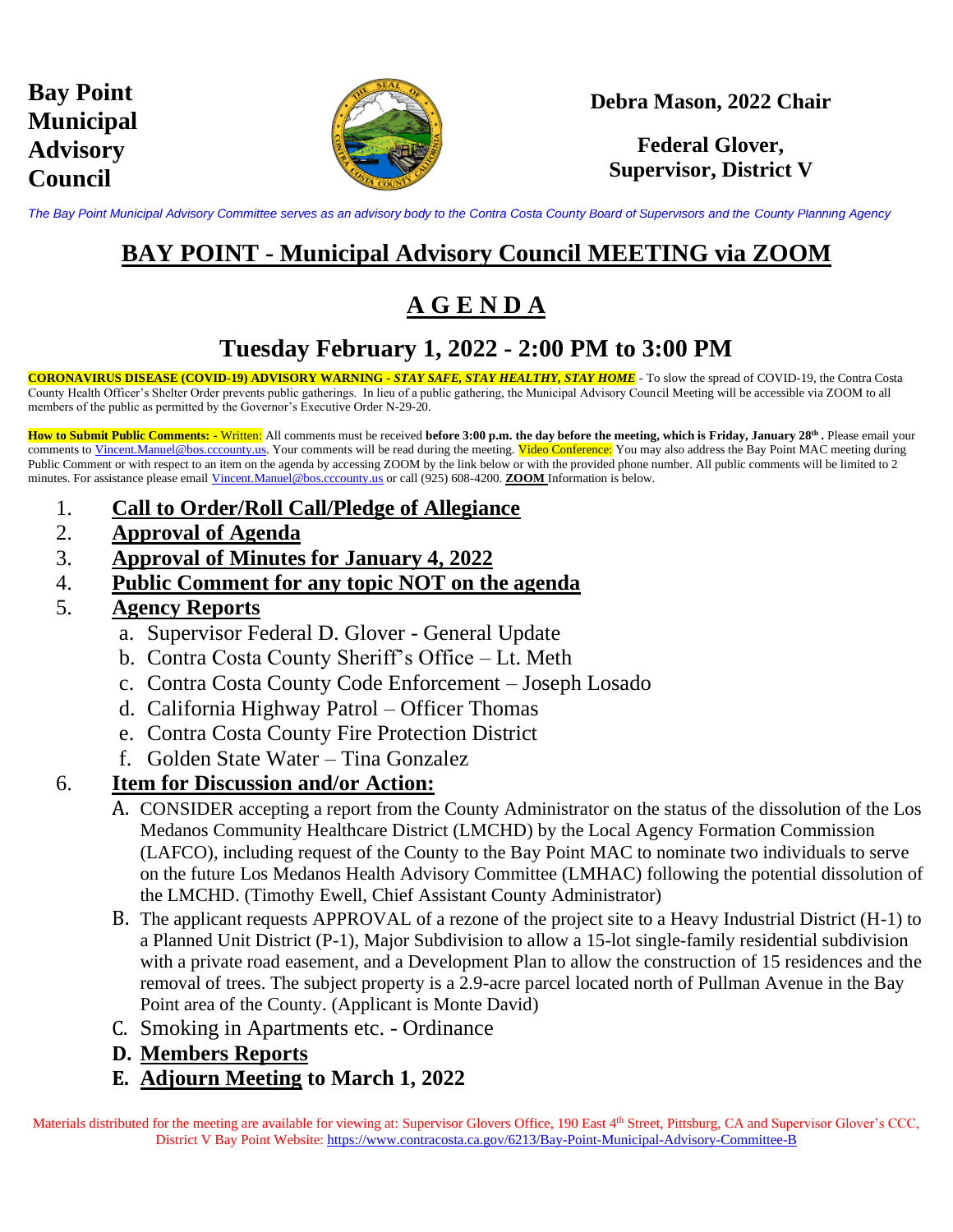**Bay Point Municipal Advisory Council**

**Debra Mason, 2022 Chair**

**Federal Glover, Supervisor, District V**

*The Bay Point Municipal Advisory Committee serves as an advisory body to the Contra Costa County Board of Supervisors and the County Planning Agency*

# BAY POINT - Municipal Advisory Council MEETING via ZOOM

## A G E N D A

## Tuesday February 1, 2022 - 2:00 PM to 3:00 PM

**CORONAVIRUS DISEASE (COVID-19) ADVISORY WARNING - *STAY SAFE, STAY HEALTHY, STAY HOME*** - To slow the spread of COVID-19, the Contra Costa County Health Officer's Shelter Order prevents public gatherings. In lieu of a public gathering, the Municipal Advisory Council Meeting will be accessible via ZOOM to all members of the public as permitted by the Governor's Executive Order N-29-20.

**How to Submit Public Comments: -** Written: All comments must be received **before 3:00 p.m. the day before the meeting, which is Friday, January 28th .** Please email your comments to Vincent.Manuel@bos.cccounty.us. Your comments will be read during the meeting. Video Conference: You may also address the Bay Point MAC meeting during Public Comment or with respect to an item on the agenda by accessing ZOOM by the link below or with the provided phone number. All public comments will be limited to 2 minutes. For assistance please email Vincent.Manuel@bos.cccounty.us or call (925) 608-4200. **ZOOM** Information is below.

1. **Call to Order/Roll Call/Pledge of Allegiance**
2. **Approval of Agenda**
3. **Approval of Minutes for January 4, 2022**
4. **Public Comment for any topic NOT on the agenda**
5. **Agency Reports**
   a. Supervisor Federal D. Glover - General Update
   b. Contra Costa County Sheriff's Office – Lt. Meth
   c. Contra Costa County Code Enforcement – Joseph Losado
   d. California Highway Patrol – Officer Thomas
   e. Contra Costa County Fire Protection District
   f. Golden State Water – Tina Gonzalez
6. **Item for Discussion and/or Action:**
   A. CONSIDER accepting a report from the County Administrator on the status of the dissolution of the Los Medanos Community Healthcare District (LMCHD) by the Local Agency Formation Commission (LAFCO), including request of the County to the Bay Point MAC to nominate two individuals to serve on the future Los Medanos Health Advisory Committee (LMHAC) following the potential dissolution of the LMCHD. (Timothy Ewell, Chief Assistant County Administrator)
   B. The applicant requests APPROVAL of a rezone of the project site to a Heavy Industrial District (H-1) to a Planned Unit District (P-1), Major Subdivision to allow a 15-lot single-family residential subdivision with a private road easement, and a Development Plan to allow the construction of 15 residences and the removal of trees. The subject property is a 2.9-acre parcel located north of Pullman Avenue in the Bay Point area of the County. (Applicant is Monte David)
   C. Smoking in Apartments etc. - Ordinance
   **D. Members Reports**
   **E. Adjourn Meeting to March 1, 2022**

Materials distributed for the meeting are available for viewing at: Supervisor Glovers Office, 190 East 4th Street, Pittsburg, CA and Supervisor Glover's CCC, District V Bay Point Website: https://www.contracosta.ca.gov/6213/Bay-Point-Municipal-Advisory-Committee-B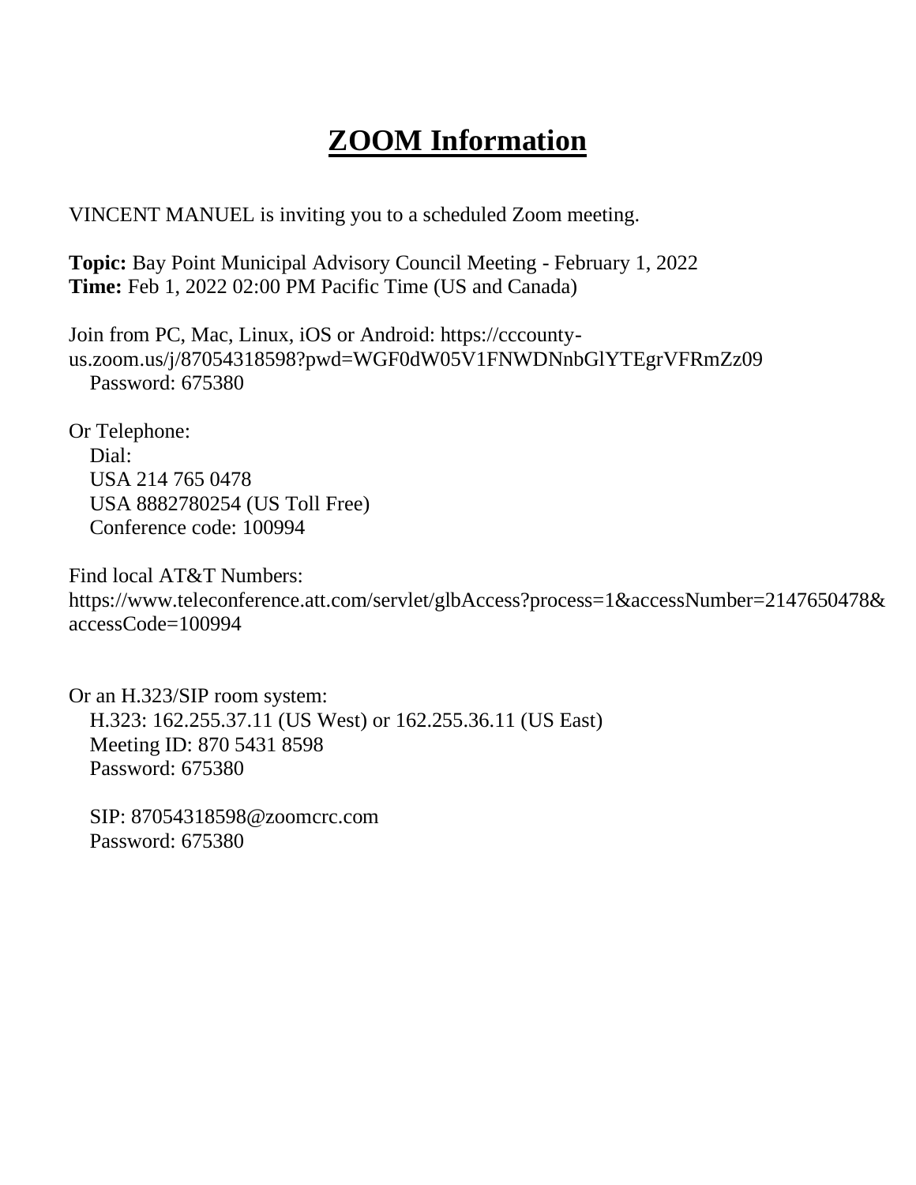# ZOOM Information

VINCENT MANUEL is inviting you to a scheduled Zoom meeting.

**Topic:** Bay Point Municipal Advisory Council Meeting - February 1, 2022
**Time:** Feb 1, 2022 02:00 PM Pacific Time (US and Canada)

Join from PC, Mac, Linux, iOS or Android: https://cccounty-us.zoom.us/j/87054318598?pwd=WGF0dW05V1FNWDNnbGlYTEgrVFRmZz09
Password: 675380

Or Telephone:
Dial:
USA 214 765 0478
USA 8882780254 (US Toll Free)
Conference code: 100994

Find local AT&T Numbers:
https://www.teleconference.att.com/servlet/glbAccess?process=1&accessNumber=2147650478&accessCode=100994

Or an H.323/SIP room system:
H.323: 162.255.37.11 (US West) or 162.255.36.11 (US East)
Meeting ID: 870 5431 8598
Password: 675380

SIP: 87054318598@zoomcrc.com
Password: 675380